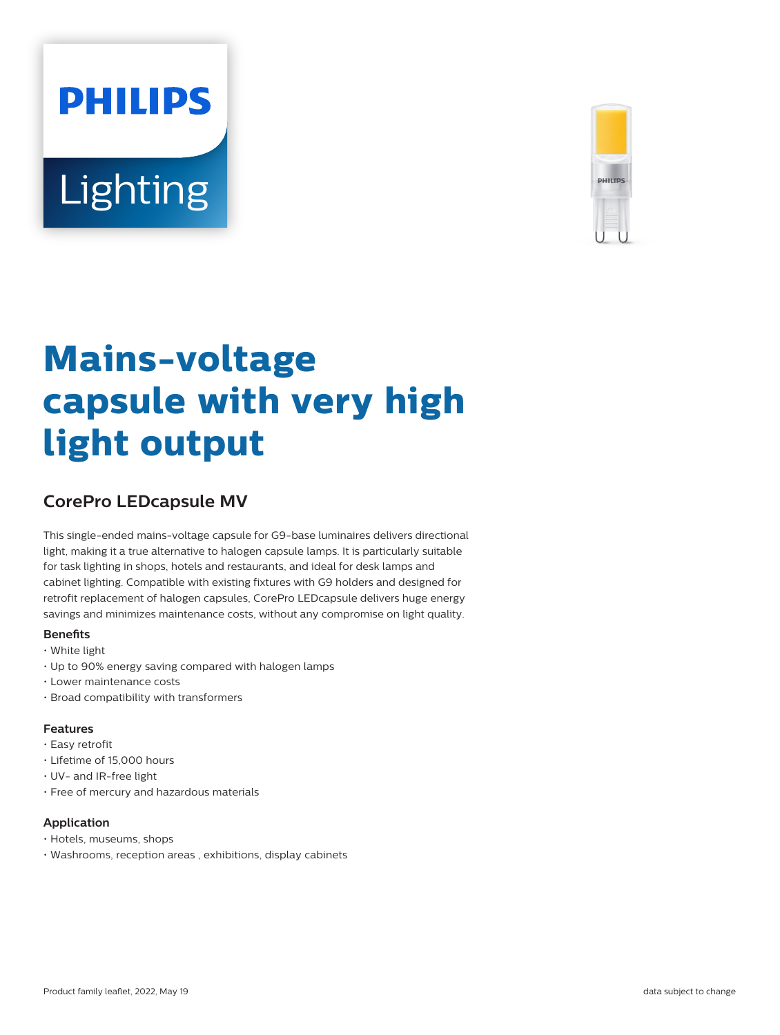PHILIPS

Lighting

# Mains-voltage capsule with very high light output

## CorePro LEDcapsule MV

This single-ended mains-voltage capsule for G9-base luminaires delivers directional light, making it a true alternative to halogen capsule lamps. It is particularly suitable for task lighting in shops, hotels and restaurants, and ideal for desk lamps and cabinet lighting. Compatible with existing fixtures with G9 holders and designed for retrofit replacement of halogen capsules, CorePro LEDcapsule delivers huge energy savings and minimizes maintenance costs, without any compromise on light quality.

### Benefits

- White light
- Up to 90% energy saving compared with halogen lamps
- Lower maintenance costs
- Broad compatibility with transformers

### Features

- Easy retrofit
- Lifetime of 15,000 hours
- UV- and IR-free light
- Free of mercury and hazardous materials

### Application

- Hotels, museums, shops
- Washrooms, reception areas , exhibitions, display cabinets

Product family leaflet, 2022, May 19

data subject to change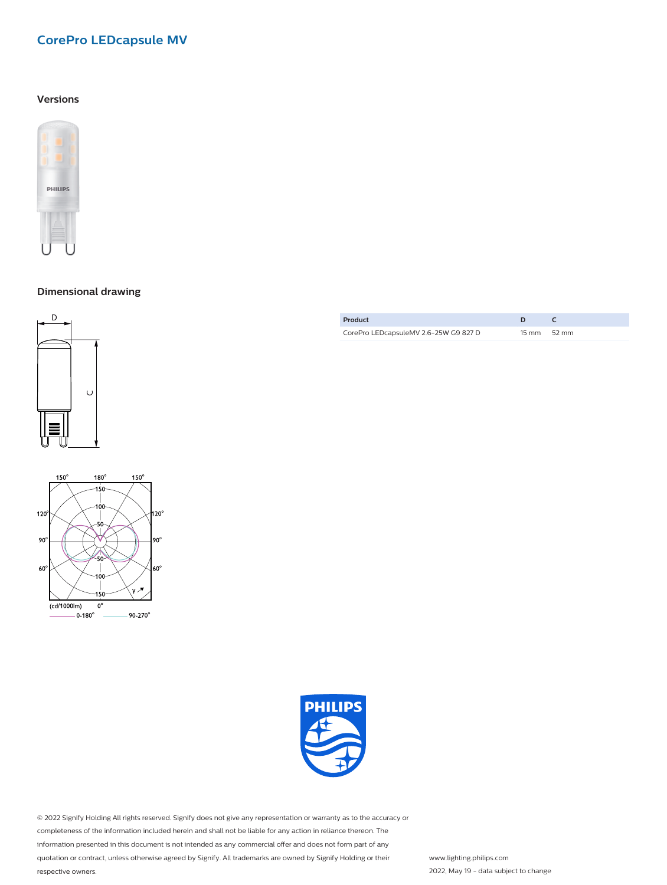## CorePro LEDcapsule MV

### Versions

### Dimensional drawing

D

C

| Product | D | C |
| --- | --- | --- |
| CorePro LEDcapsuleMV 2.6-25W G9 827 D | 15 mm | 52 mm |

150° 180° 150°

120° 120°

90° 90°

60° 60°

150

100

50

50

100

150

γ

(cd/1000lm) 0°

0-180° 90-270°

© 2022 Signify Holding All rights reserved. Signify does not give any representation or warranty as to the accuracy or completeness of the information included herein and shall not be liable for any action in reliance thereon. The information presented in this document is not intended as any commercial offer and does not form part of any quotation or contract, unless otherwise agreed by Signify. All trademarks are owned by Signify Holding or their respective owners.

www.lighting.philips.com

2022, May 19 - data subject to change